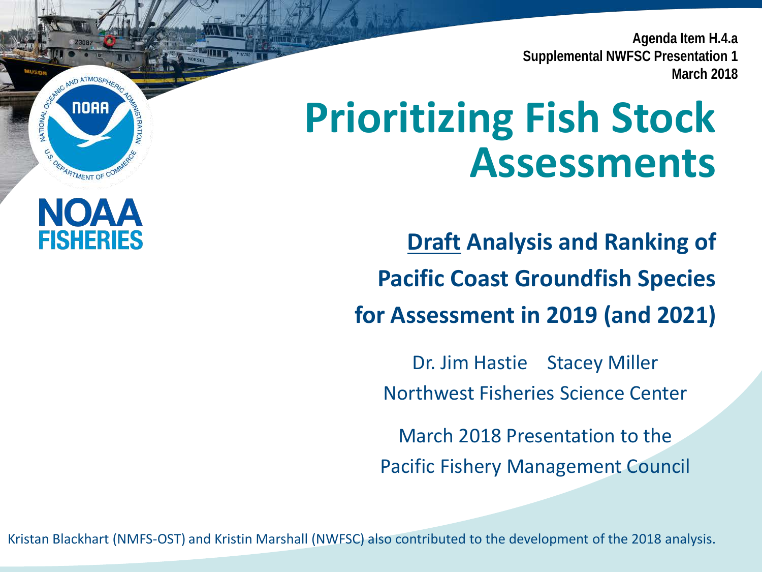Agenda Item H.4.a
Supplemental NWFSC Presentation 1
March 2018

# Prioritizing Fish Stock Assessments

## Draft Analysis and Ranking of Pacific Coast Groundfish Species for Assessment in 2019 (and 2021)

Dr. Jim Hastie    Stacey Miller

Northwest Fisheries Science Center

March 2018 Presentation to the Pacific Fishery Management Council

Kristan Blackhart (NMFS-OST) and Kristin Marshall (NWFSC) also contributed to the development of the 2018 analysis.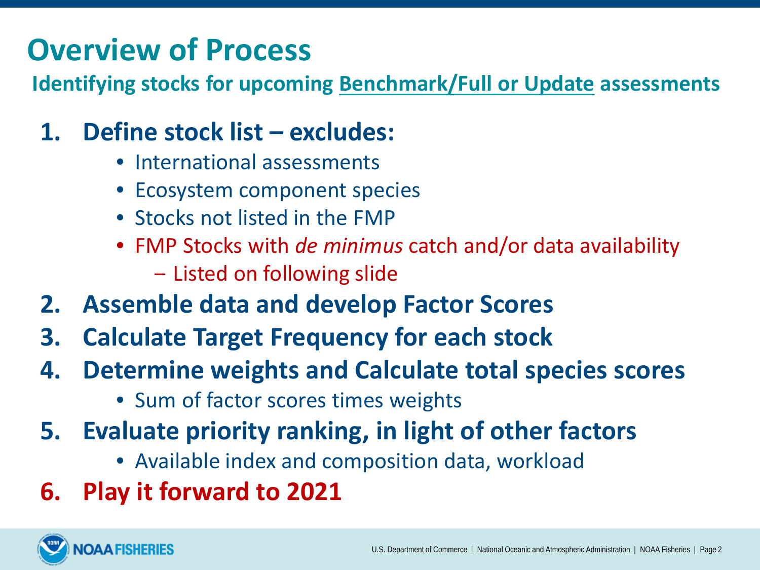# Overview of Process

**Identifying stocks for upcoming Benchmark/Full or Update assessments**

1. **Define stock list – excludes:**
   - International assessments
   - Ecosystem component species
   - Stocks not listed in the FMP
   - FMP Stocks with *de minimus* catch and/or data availability
     - Listed on following slide
2. **Assemble data and develop Factor Scores**
3. **Calculate Target Frequency for each stock**
4. **Determine weights and Calculate total species scores**
   - Sum of factor scores times weights
5. **Evaluate priority ranking, in light of other factors**
   - Available index and composition data, workload
6. **Play it forward to 2021**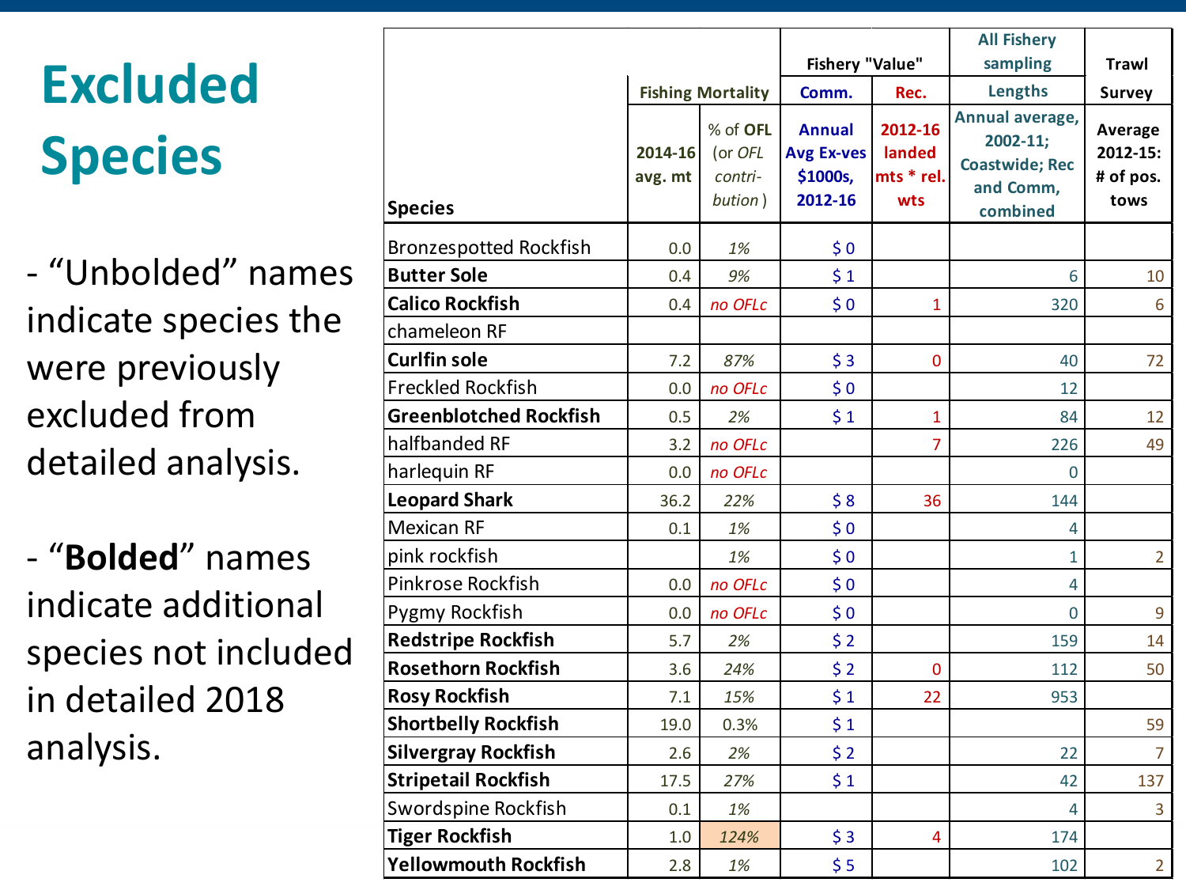# Excluded Species

- "Unbolded" names indicate species the were previously excluded from detailed analysis.

- "**Bolded**" names indicate additional species not included in detailed 2018 analysis.

| Species | Fishing Mortality | | Fishery "Value" Comm. | Fishery "Value" Rec. | All Fishery sampling Lengths | Trawl Survey |
|---|---|---|---|---|---|---|
| | 2014-16 avg. mt | % of OFL (or *OFL contri-bution*) | Annual Avg Ex-ves $1000s, 2012-16 | 2012-16 landed mts * rel. wts | Annual average, 2002-11; Coastwide; Rec and Comm, combined | Average 2012-15: # of pos. tows |
| Bronzespotted Rockfish | 0.0 | *1%* | $ 0 | | | |
| **Butter Sole** | 0.4 | *9%* | $ 1 | | 6 | 10 |
| **Calico Rockfish** | 0.4 | *no OFLc* | $ 0 | 1 | 320 | 6 |
| chameleon RF | | | | | | |
| **Curlfin sole** | 7.2 | *87%* | $ 3 | 0 | 40 | 72 |
| Freckled Rockfish | 0.0 | *no OFLc* | $ 0 | | 12 | |
| **Greenblotched Rockfish** | 0.5 | *2%* | $ 1 | 1 | 84 | 12 |
| halfbanded RF | 3.2 | *no OFLc* | | 7 | 226 | 49 |
| harlequin RF | 0.0 | *no OFLc* | | | 0 | |
| **Leopard Shark** | 36.2 | *22%* | $ 8 | 36 | 144 | |
| Mexican RF | 0.1 | *1%* | $ 0 | | 4 | |
| pink rockfish | | *1%* | $ 0 | | 1 | 2 |
| Pinkrose Rockfish | 0.0 | *no OFLc* | $ 0 | | 4 | |
| Pygmy Rockfish | 0.0 | *no OFLc* | $ 0 | | 0 | 9 |
| **Redstripe Rockfish** | 5.7 | *2%* | $ 2 | | 159 | 14 |
| **Rosethorn Rockfish** | 3.6 | *24%* | $ 2 | 0 | 112 | 50 |
| **Rosy Rockfish** | 7.1 | *15%* | $ 1 | 22 | 953 | |
| **Shortbelly Rockfish** | 19.0 | 0.3% | $ 1 | | | 59 |
| **Silvergray Rockfish** | 2.6 | *2%* | $ 2 | | 22 | 7 |
| **Stripetail Rockfish** | 17.5 | *27%* | $ 1 | | 42 | 137 |
| Swordspine Rockfish | 0.1 | *1%* | | | 4 | 3 |
| **Tiger Rockfish** | 1.0 | *124%* | $ 3 | 4 | 174 | |
| **Yellowmouth Rockfish** | 2.8 | *1%* | $ 5 | | 102 | 2 |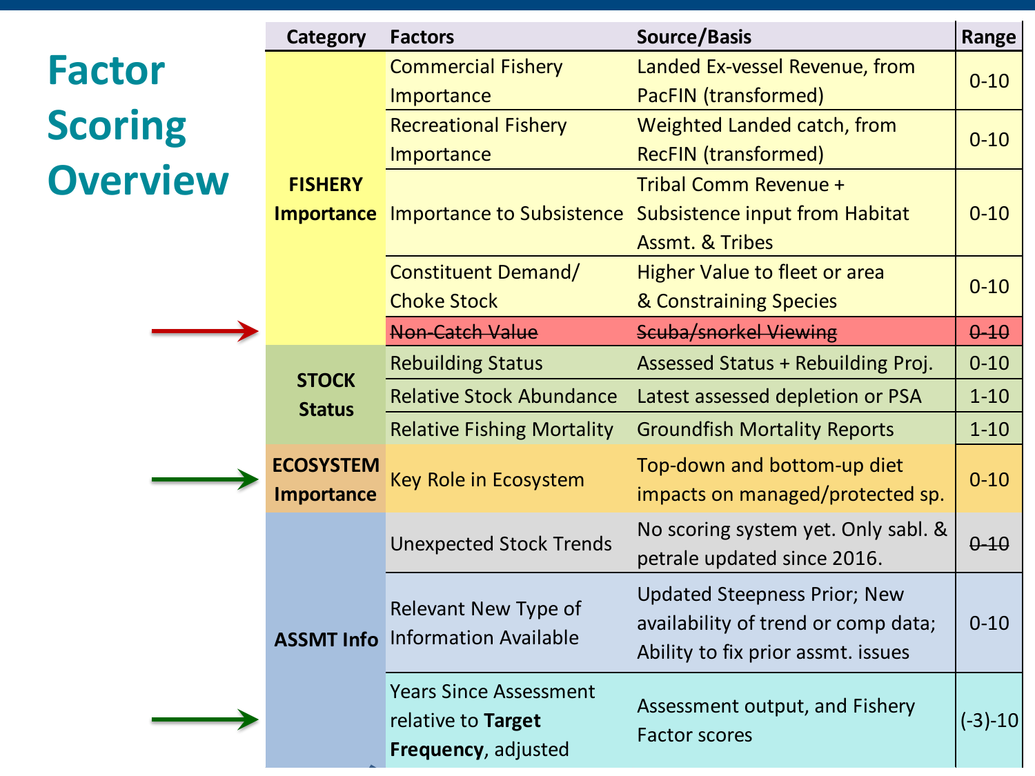# Factor Scoring Overview

| Category | Factors | Source/Basis | Range |
|---|---|---|---|
| **FISHERY Importance** | Commercial Fishery Importance | Landed Ex-vessel Revenue, from PacFIN (transformed) | 0-10 |
| | Recreational Fishery Importance | Weighted Landed catch, from RecFIN (transformed) | 0-10 |
| | Importance to Subsistence | Tribal Comm Revenue + Subsistence input from Habitat Assmt. & Tribes | 0-10 |
| | Constituent Demand/ Choke Stock | Higher Value to fleet or area & Constraining Species | 0-10 |
| | ~~Non-Catch Value~~ | ~~Scuba/snorkel Viewing~~ | ~~0-10~~ |
| **STOCK Status** | Rebuilding Status | Assessed Status + Rebuilding Proj. | 0-10 |
| | Relative Stock Abundance | Latest assessed depletion or PSA | 1-10 |
| | Relative Fishing Mortality | Groundfish Mortality Reports | 1-10 |
| **ECOSYSTEM Importance** | Key Role in Ecosystem | Top-down and bottom-up diet impacts on managed/protected sp. | 0-10 |
| **ASSMT Info** | Unexpected Stock Trends | No scoring system yet. Only sabl. & petrale updated since 2016. | ~~0-10~~ |
| | Relevant New Type of Information Available | Updated Steepness Prior; New availability of trend or comp data; Ability to fix prior assmt. issues | 0-10 |
| | Years Since Assessment relative to **Target Frequency**, adjusted | Assessment output, and Fishery Factor scores | (-3)-10 |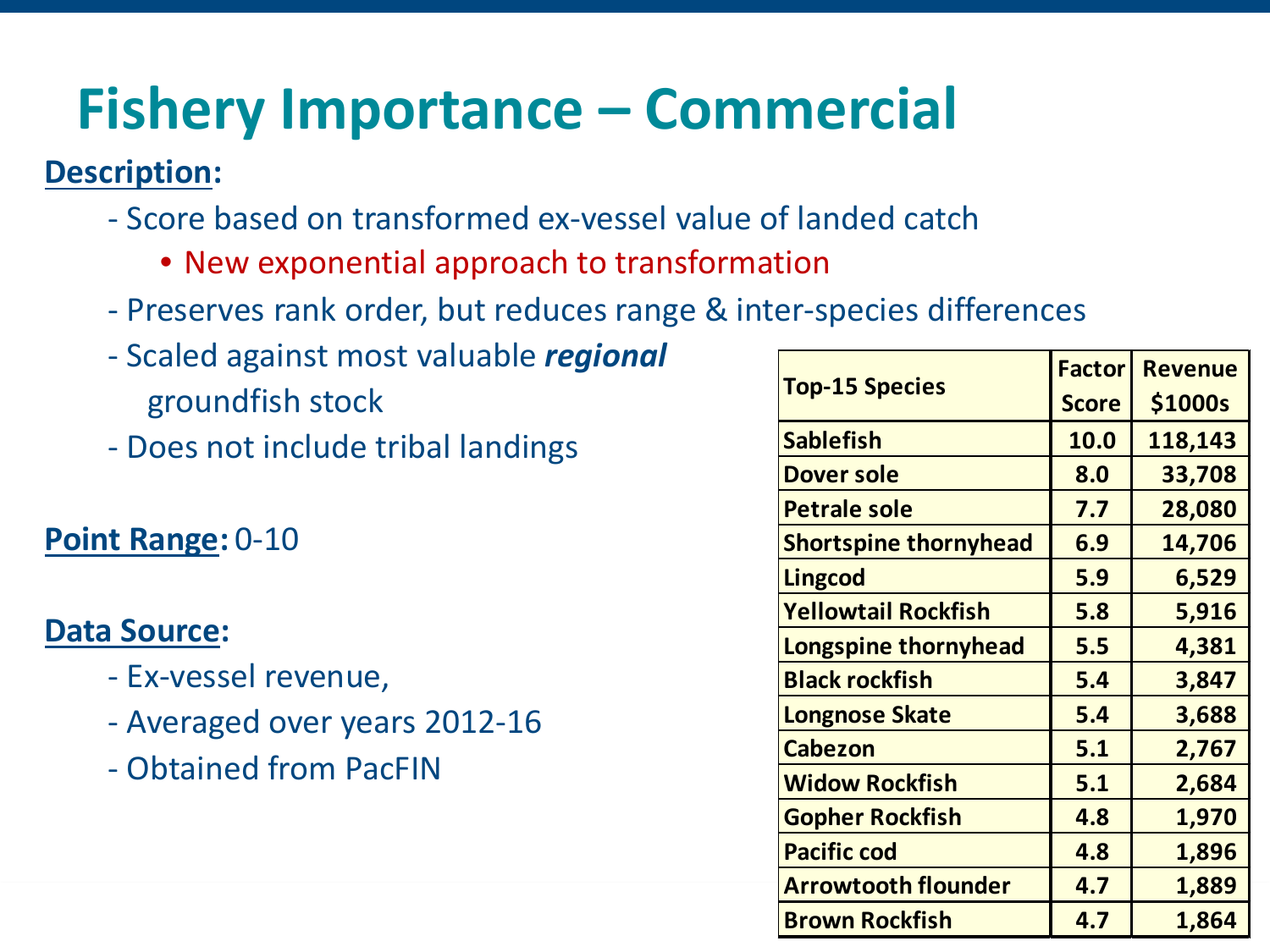# Fishery Importance – Commercial

**Description:**

- Score based on transformed ex-vessel value of landed catch
  - New exponential approach to transformation
- Preserves rank order, but reduces range & inter-species differences
- Scaled against most valuable ***regional*** groundfish stock
- Does not include tribal landings

**Point Range:** 0-10

**Data Source:**

- Ex-vessel revenue,
- Averaged over years 2012-16
- Obtained from PacFIN

| Top-15 Species | Factor Score | Revenue $1000s |
|---|---|---|
| Sablefish | 10.0 | 118,143 |
| Dover sole | 8.0 | 33,708 |
| Petrale sole | 7.7 | 28,080 |
| Shortspine thornyhead | 6.9 | 14,706 |
| Lingcod | 5.9 | 6,529 |
| Yellowtail Rockfish | 5.8 | 5,916 |
| Longspine thornyhead | 5.5 | 4,381 |
| Black rockfish | 5.4 | 3,847 |
| Longnose Skate | 5.4 | 3,688 |
| Cabezon | 5.1 | 2,767 |
| Widow Rockfish | 5.1 | 2,684 |
| Gopher Rockfish | 4.8 | 1,970 |
| Pacific cod | 4.8 | 1,896 |
| Arrowtooth flounder | 4.7 | 1,889 |
| Brown Rockfish | 4.7 | 1,864 |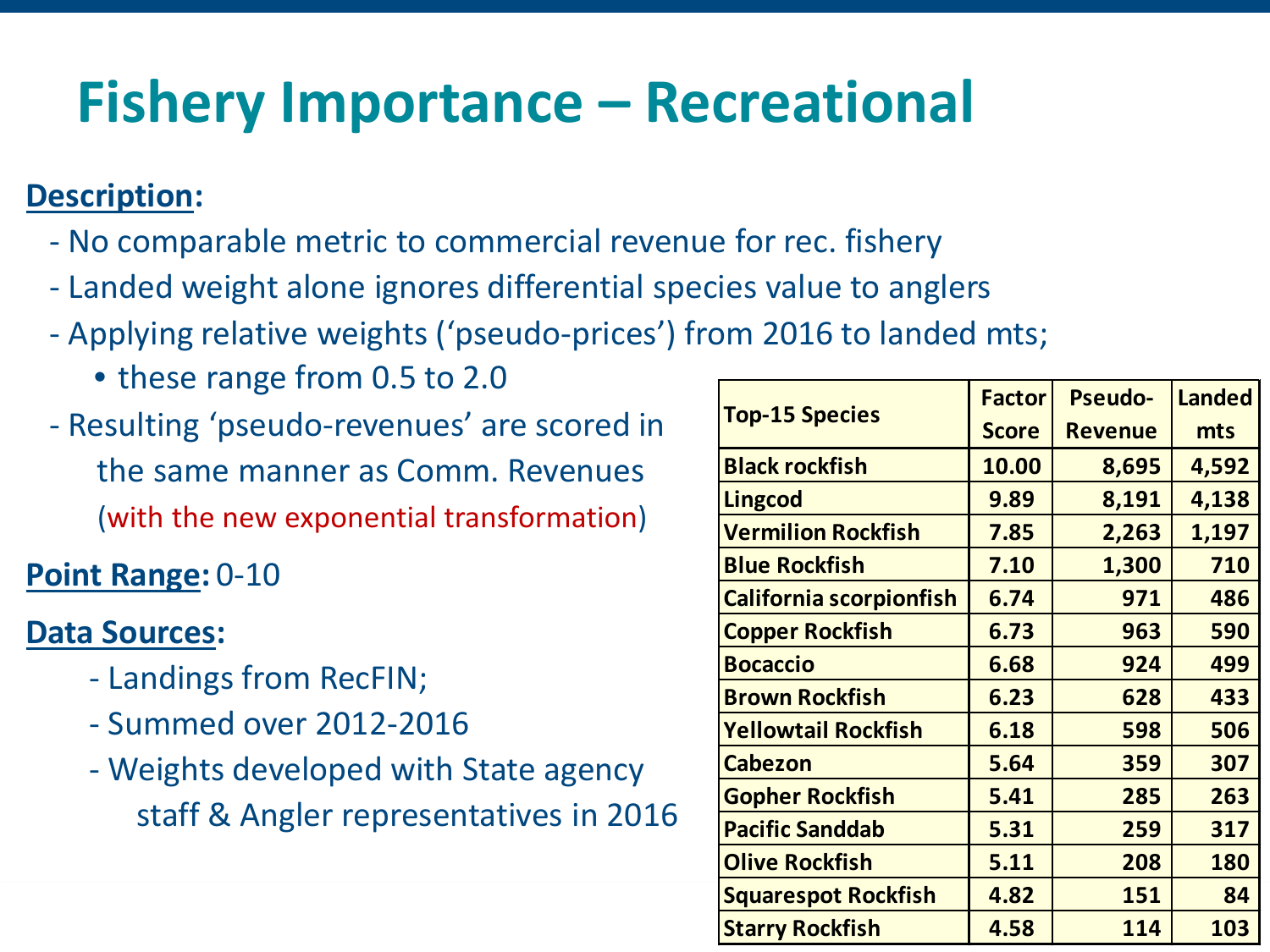# Fishery Importance – Recreational

**Description**:

- No comparable metric to commercial revenue for rec. fishery
- Landed weight alone ignores differential species value to anglers
- Applying relative weights ('pseudo-prices') from 2016 to landed mts;
  - these range from 0.5 to 2.0
- Resulting 'pseudo-revenues' are scored in the same manner as Comm. Revenues (with the new exponential transformation)

**Point Range:** 0-10

**Data Sources:**

- Landings from RecFIN;
- Summed over 2012-2016
- Weights developed with State agency staff & Angler representatives in 2016

| Top-15 Species | Factor Score | Pseudo-Revenue | Landed mts |
|---|---|---|---|
| Black rockfish | 10.00 | 8,695 | 4,592 |
| Lingcod | 9.89 | 8,191 | 4,138 |
| Vermilion Rockfish | 7.85 | 2,263 | 1,197 |
| Blue Rockfish | 7.10 | 1,300 | 710 |
| California scorpionfish | 6.74 | 971 | 486 |
| Copper Rockfish | 6.73 | 963 | 590 |
| Bocaccio | 6.68 | 924 | 499 |
| Brown Rockfish | 6.23 | 628 | 433 |
| Yellowtail Rockfish | 6.18 | 598 | 506 |
| Cabezon | 5.64 | 359 | 307 |
| Gopher Rockfish | 5.41 | 285 | 263 |
| Pacific Sanddab | 5.31 | 259 | 317 |
| Olive Rockfish | 5.11 | 208 | 180 |
| Squarespot Rockfish | 4.82 | 151 | 84 |
| Starry Rockfish | 4.58 | 114 | 103 |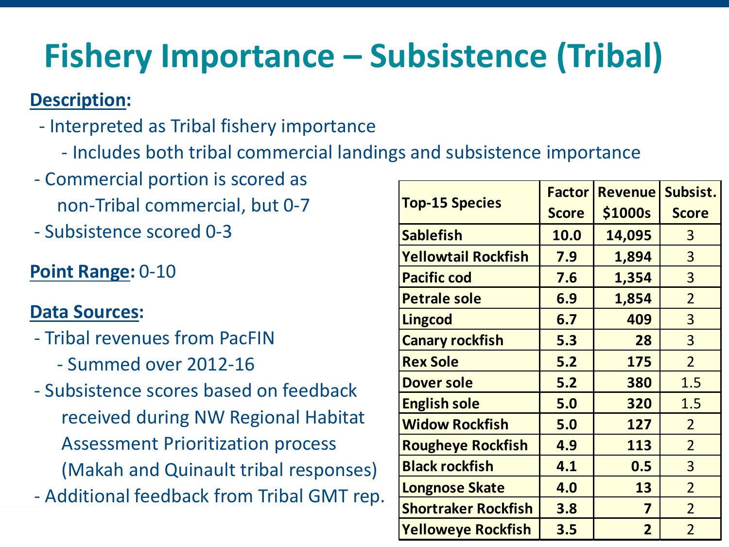# Fishery Importance – Subsistence (Tribal)

**Description:**

- Interpreted as Tribal fishery importance
  - Includes both tribal commercial landings and subsistence importance
- Commercial portion is scored as non-Tribal commercial, but 0-7
- Subsistence scored 0-3

**Point Range:** 0-10

**Data Sources:**

- Tribal revenues from PacFIN
  - Summed over 2012-16
- Subsistence scores based on feedback received during NW Regional Habitat Assessment Prioritization process (Makah and Quinault tribal responses)
- Additional feedback from Tribal GMT rep.

| Top-15 Species | Factor Score | Revenue $1000s | Subsist. Score |
|---|---|---|---|
| Sablefish | 10.0 | 14,095 | 3 |
| Yellowtail Rockfish | 7.9 | 1,894 | 3 |
| Pacific cod | 7.6 | 1,354 | 3 |
| Petrale sole | 6.9 | 1,854 | 2 |
| Lingcod | 6.7 | 409 | 3 |
| Canary rockfish | 5.3 | 28 | 3 |
| Rex Sole | 5.2 | 175 | 2 |
| Dover sole | 5.2 | 380 | 1.5 |
| English sole | 5.0 | 320 | 1.5 |
| Widow Rockfish | 5.0 | 127 | 2 |
| Rougheye Rockfish | 4.9 | 113 | 2 |
| Black rockfish | 4.1 | 0.5 | 3 |
| Longnose Skate | 4.0 | 13 | 2 |
| Shortraker Rockfish | 3.8 | 7 | 2 |
| Yelloweye Rockfish | 3.5 | 2 | 2 |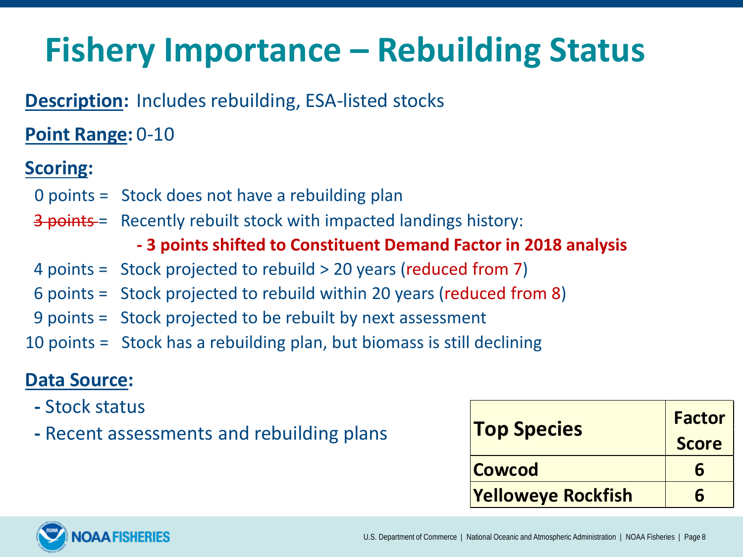# Fishery Importance – Rebuilding Status

**Description:** Includes rebuilding, ESA-listed stocks

**Point Range:** 0-10

**Scoring:**

0 points = Stock does not have a rebuilding plan

~~3 points~~ = Recently rebuilt stock with impacted landings history:

**- 3 points shifted to Constituent Demand Factor in 2018 analysis**

4 points = Stock projected to rebuild > 20 years (reduced from 7)

6 points = Stock projected to rebuild within 20 years (reduced from 8)

9 points = Stock projected to be rebuilt by next assessment

10 points = Stock has a rebuilding plan, but biomass is still declining

**Data Source:**

- Stock status
- Recent assessments and rebuilding plans

| Top Species | Factor Score |
|---|---|
| Cowcod | 6 |
| Yelloweye Rockfish | 6 |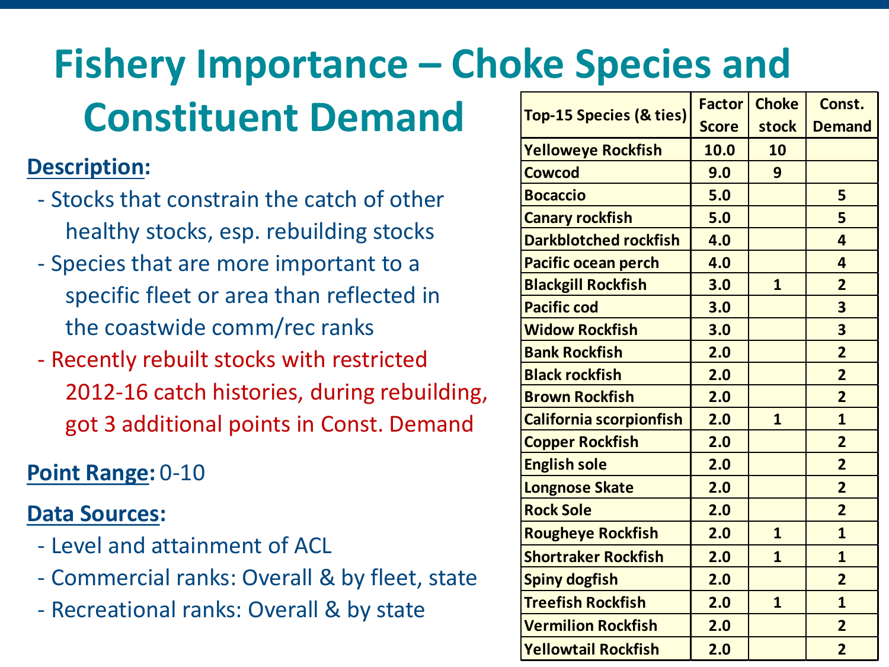# Fishery Importance – Choke Species and Constituent Demand

**Description:**

- Stocks that constrain the catch of other healthy stocks, esp. rebuilding stocks
- Species that are more important to a specific fleet or area than reflected in the coastwide comm/rec ranks
- Recently rebuilt stocks with restricted 2012-16 catch histories, during rebuilding, got 3 additional points in Const. Demand

**Point Range:** 0-10

**Data Sources:**

- Level and attainment of ACL
- Commercial ranks: Overall & by fleet, state
- Recreational ranks: Overall & by state

| Top-15 Species (& ties) | Factor Score | Choke stock | Const. Demand |
|---|---|---|---|
| Yelloweye Rockfish | 10.0 | 10 | |
| Cowcod | 9.0 | 9 | |
| Bocaccio | 5.0 | | 5 |
| Canary rockfish | 5.0 | | 5 |
| Darkblotched rockfish | 4.0 | | 4 |
| Pacific ocean perch | 4.0 | | 4 |
| Blackgill Rockfish | 3.0 | 1 | 2 |
| Pacific cod | 3.0 | | 3 |
| Widow Rockfish | 3.0 | | 3 |
| Bank Rockfish | 2.0 | | 2 |
| Black rockfish | 2.0 | | 2 |
| Brown Rockfish | 2.0 | | 2 |
| California scorpionfish | 2.0 | 1 | 1 |
| Copper Rockfish | 2.0 | | 2 |
| English sole | 2.0 | | 2 |
| Longnose Skate | 2.0 | | 2 |
| Rock Sole | 2.0 | | 2 |
| Rougheye Rockfish | 2.0 | 1 | 1 |
| Shortraker Rockfish | 2.0 | 1 | 1 |
| Spiny dogfish | 2.0 | | 2 |
| Treefish Rockfish | 2.0 | 1 | 1 |
| Vermilion Rockfish | 2.0 | | 2 |
| Yellowtail Rockfish | 2.0 | | 2 |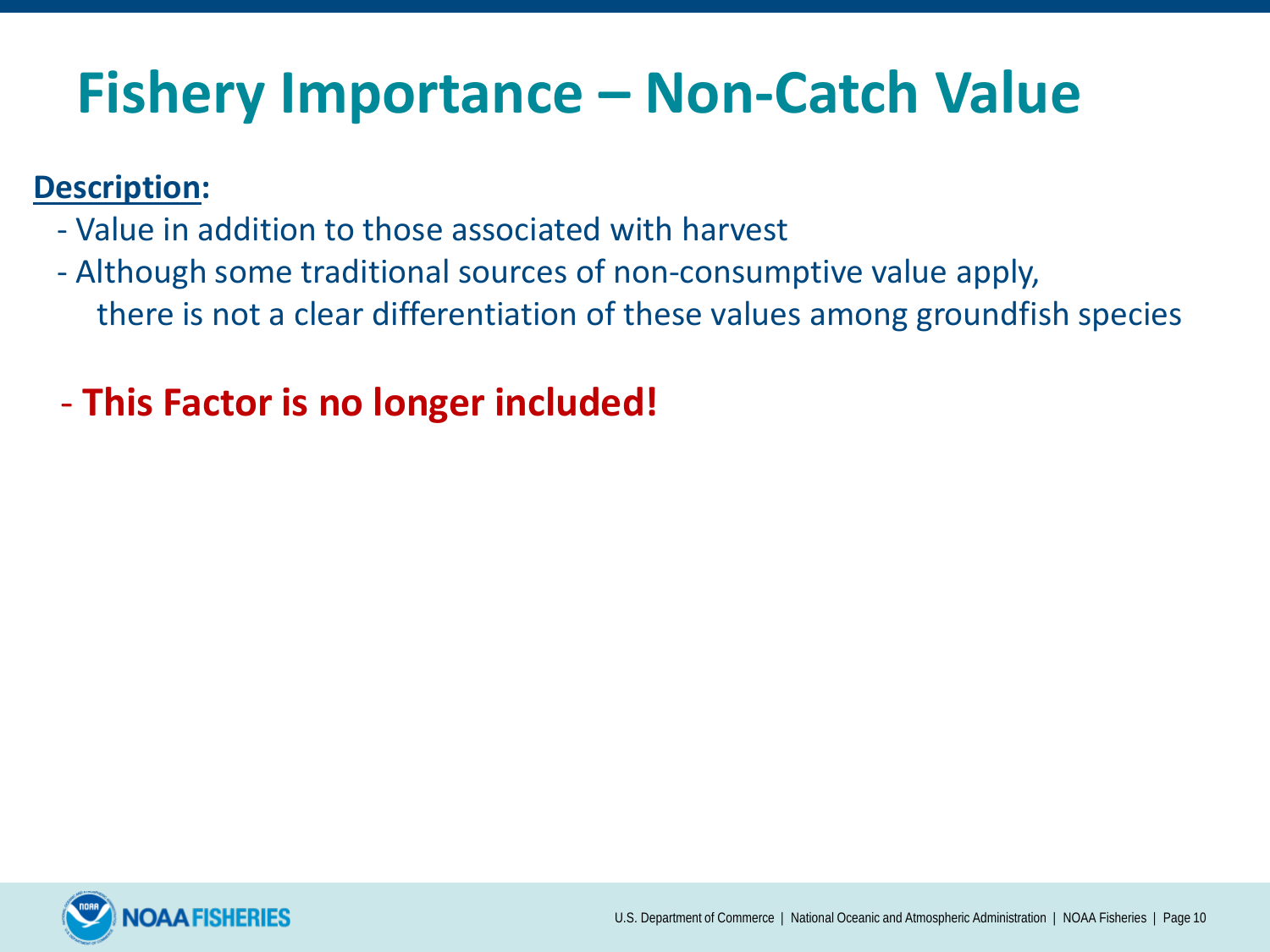# Fishery Importance – Non-Catch Value

**Description:**

- Value in addition to those associated with harvest
- Although some traditional sources of non-consumptive value apply, there is not a clear differentiation of these values among groundfish species

- **This Factor is no longer included!**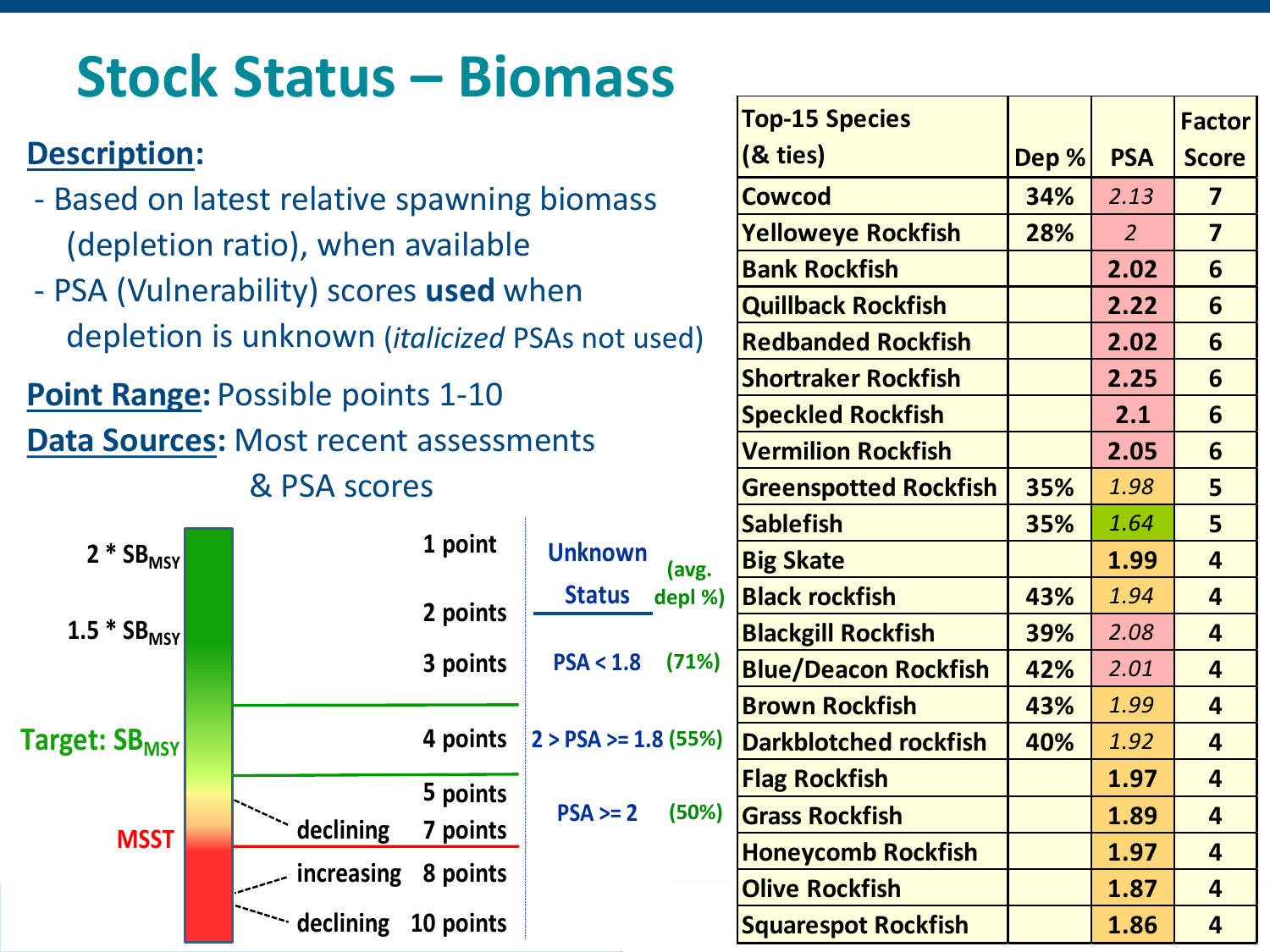# Stock Status – Biomass

**Description:**

- Based on latest relative spawning biomass (depletion ratio), when available
- PSA (Vulnerability) scores **used** when depletion is unknown (*italicized* PSAs not used)

**Point Range:** Possible points 1-10

**Data Sources:** Most recent assessments & PSA scores

| Biomass level | Points |
|---|---|
| $2 * SB_{MSY}$ | 1 point |
| $1.5 * SB_{MSY}$ | 2 points |
| | 3 points |
| Target: $SB_{MSY}$ | 4 points |
| | 5 points |
| declining (above MSST) | 7 points |
| MSST – increasing | 8 points |
| MSST – declining | 10 points |

| Unknown Status | (avg. depl %) | Points |
|---|---|---|
| PSA < 1.8 | (71%) | 3 points |
| 2 > PSA >= 1.8 | (55%) | 4 points |
| PSA >= 2 | (50%) | 5 points |

| Top-15 Species (& ties) | Dep % | PSA | Factor Score |
|---|---|---|---|
| Cowcod | 34% | *2.13* | 7 |
| Yelloweye Rockfish | 28% | *2* | 7 |
| Bank Rockfish | | 2.02 | 6 |
| Quillback Rockfish | | 2.22 | 6 |
| Redbanded Rockfish | | 2.02 | 6 |
| Shortraker Rockfish | | 2.25 | 6 |
| Speckled Rockfish | | 2.1 | 6 |
| Vermilion Rockfish | | 2.05 | 6 |
| Greenspotted Rockfish | 35% | *1.98* | 5 |
| Sablefish | 35% | *1.64* | 5 |
| Big Skate | | 1.99 | 4 |
| Black rockfish | 43% | *1.94* | 4 |
| Blackgill Rockfish | 39% | *2.08* | 4 |
| Blue/Deacon Rockfish | 42% | *2.01* | 4 |
| Brown Rockfish | 43% | *1.99* | 4 |
| Darkblotched rockfish | 40% | *1.92* | 4 |
| Flag Rockfish | | 1.97 | 4 |
| Grass Rockfish | | 1.89 | 4 |
| Honeycomb Rockfish | | 1.97 | 4 |
| Olive Rockfish | | 1.87 | 4 |
| Squarespot Rockfish | | 1.86 | 4 |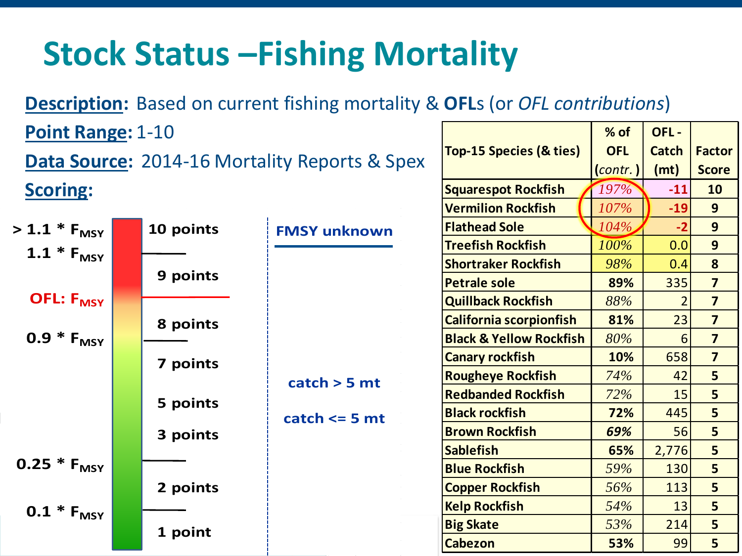# Stock Status –Fishing Mortality

**Description:** Based on current fishing mortality & **OFL**s (or *OFL contributions*)

**Point Range:** 1-10

**Data Source:** 2014-16 Mortality Reports & Spex

**Scoring:**

| Fishing mortality | Points | FMSY unknown |
|---|---|---|
| > $1.1 * F_{MSY}$ | 10 points | |
| $1.1 * F_{MSY}$ to OFL: $F_{MSY}$ | 9 points | |
| OFL: $F_{MSY}$ to $0.9 * F_{MSY}$ | 8 points | |
| $0.9 * F_{MSY}$ to $0.25 * F_{MSY}$ | 7 points | |
| | 5 points | catch > 5 mt |
| | 3 points | catch <= 5 mt |
| $0.25 * F_{MSY}$ to $0.1 * F_{MSY}$ | 2 points | |
| < $0.1 * F_{MSY}$ | 1 point | |

| Top-15 Species (& ties) | % of OFL (*contr.*) | OFL - Catch (mt) | Factor Score |
|---|---|---|---|
| Squarespot Rockfish | *197%* | -11 | 10 |
| Vermilion Rockfish | *107%* | -19 | 9 |
| Flathead Sole | *104%* | -2 | 9 |
| Treefish Rockfish | *100%* | 0.0 | 9 |
| Shortraker Rockfish | *98%* | 0.4 | 8 |
| Petrale sole | 89% | 335 | 7 |
| Quillback Rockfish | *88%* | 2 | 7 |
| California scorpionfish | 81% | 23 | 7 |
| Black & Yellow Rockfish | *80%* | 6 | 7 |
| Canary rockfish | 10% | 658 | 7 |
| Rougheye Rockfish | *74%* | 42 | 5 |
| Redbanded Rockfish | *72%* | 15 | 5 |
| Black rockfish | 72% | 445 | 5 |
| Brown Rockfish | ***69%*** | 56 | 5 |
| Sablefish | 65% | 2,776 | 5 |
| Blue Rockfish | *59%* | 130 | 5 |
| Copper Rockfish | *56%* | 113 | 5 |
| Kelp Rockfish | *54%* | 13 | 5 |
| Big Skate | *53%* | 214 | 5 |
| Cabezon | 53% | 99 | 5 |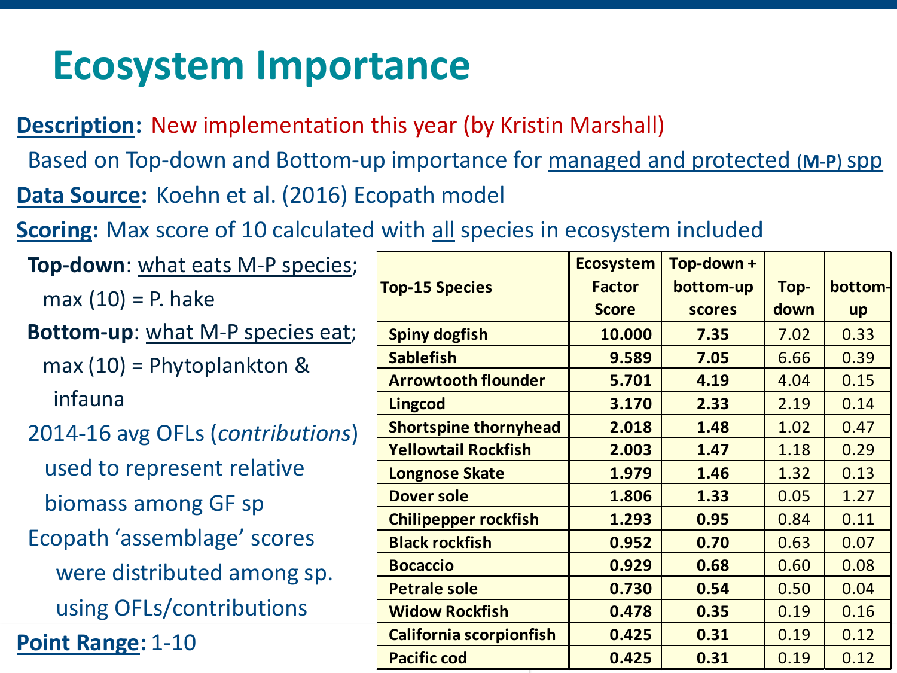# Ecosystem Importance

**Description:** New implementation this year (by Kristin Marshall)

Based on Top-down and Bottom-up importance for managed and protected (**M-P**) spp

**Data Source:** Koehn et al. (2016) Ecopath model

**Scoring:** Max score of 10 calculated with all species in ecosystem included

- **Top-down**: what eats M-P species; max (10) = P. hake
- **Bottom-up**: what M-P species eat; max (10) = Phytoplankton & infauna
- 2014-16 avg OFLs (*contributions*) used to represent relative biomass among GF sp
- Ecopath 'assemblage' scores were distributed among sp. using OFLs/contributions

**Point Range:** 1-10

| Top-15 Species | Ecosystem Factor Score | Top-down + bottom-up scores | Top-down | bottom-up |
|---|---|---|---|---|
| **Spiny dogfish** | **10.000** | **7.35** | 7.02 | 0.33 |
| **Sablefish** | **9.589** | **7.05** | 6.66 | 0.39 |
| **Arrowtooth flounder** | **5.701** | **4.19** | 4.04 | 0.15 |
| **Lingcod** | **3.170** | **2.33** | 2.19 | 0.14 |
| **Shortspine thornyhead** | **2.018** | **1.48** | 1.02 | 0.47 |
| **Yellowtail Rockfish** | **2.003** | **1.47** | 1.18 | 0.29 |
| **Longnose Skate** | **1.979** | **1.46** | 1.32 | 0.13 |
| **Dover sole** | **1.806** | **1.33** | 0.05 | 1.27 |
| **Chilipepper rockfish** | **1.293** | **0.95** | 0.84 | 0.11 |
| **Black rockfish** | **0.952** | **0.70** | 0.63 | 0.07 |
| **Bocaccio** | **0.929** | **0.68** | 0.60 | 0.08 |
| **Petrale sole** | **0.730** | **0.54** | 0.50 | 0.04 |
| **Widow Rockfish** | **0.478** | **0.35** | 0.19 | 0.16 |
| **California scorpionfish** | **0.425** | **0.31** | 0.19 | 0.12 |
| **Pacific cod** | **0.425** | **0.31** | 0.19 | 0.12 |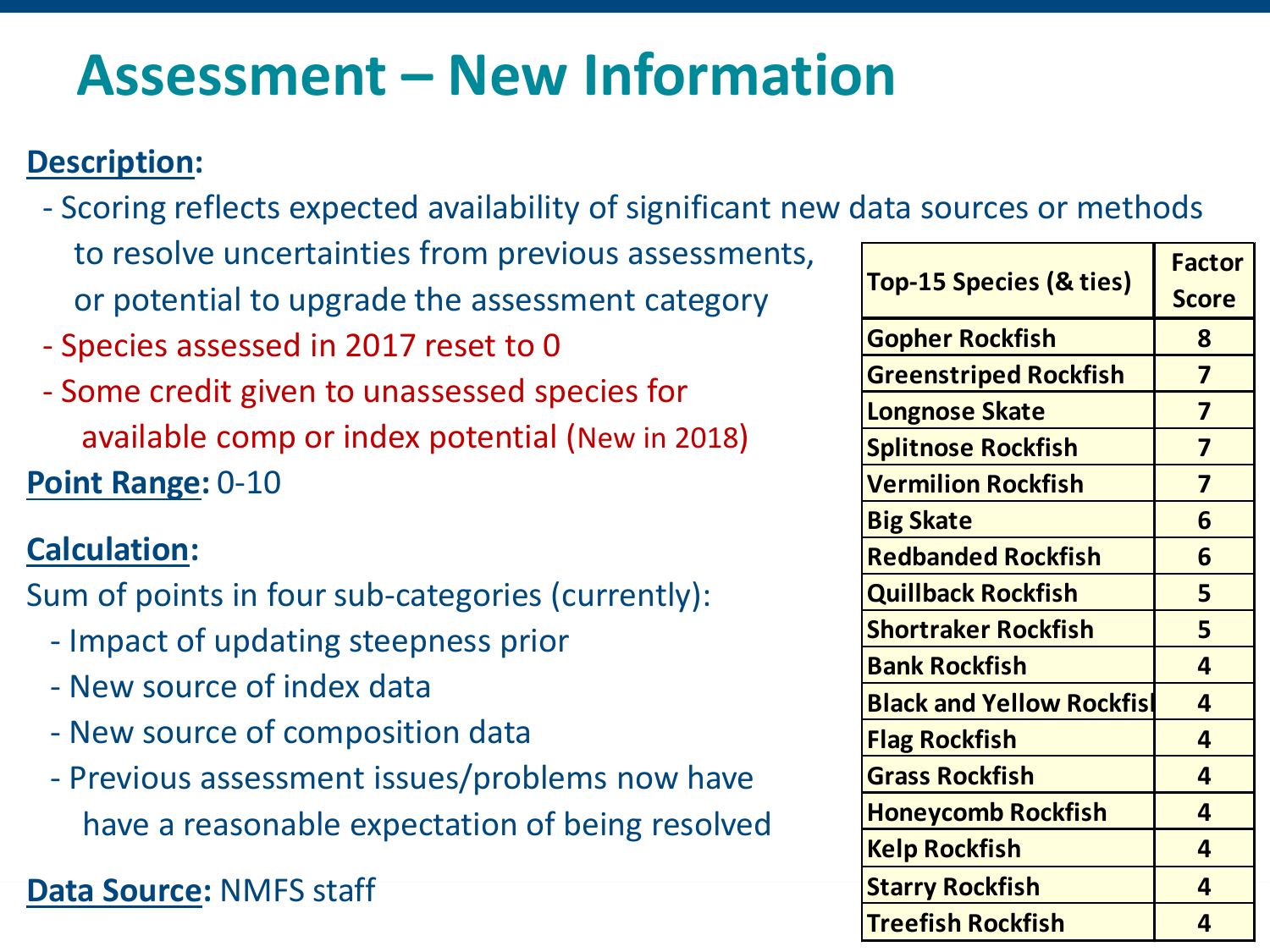# Assessment – New Information

**Description:**

- Scoring reflects expected availability of significant new data sources or methods to resolve uncertainties from previous assessments, or potential to upgrade the assessment category
- Species assessed in 2017 reset to 0
- Some credit given to unassessed species for available comp or index potential (New in 2018)

**Point Range:** 0-10

**Calculation:**

Sum of points in four sub-categories (currently):

- Impact of updating steepness prior
- New source of index data
- New source of composition data
- Previous assessment issues/problems now have have a reasonable expectation of being resolved

**Data Source:** NMFS staff

| Top-15 Species (& ties) | Factor Score |
|---|---|
| Gopher Rockfish | 8 |
| Greenstriped Rockfish | 7 |
| Longnose Skate | 7 |
| Splitnose Rockfish | 7 |
| Vermilion Rockfish | 7 |
| Big Skate | 6 |
| Redbanded Rockfish | 6 |
| Quillback Rockfish | 5 |
| Shortraker Rockfish | 5 |
| Bank Rockfish | 4 |
| Black and Yellow Rockfish | 4 |
| Flag Rockfish | 4 |
| Grass Rockfish | 4 |
| Honeycomb Rockfish | 4 |
| Kelp Rockfish | 4 |
| Starry Rockfish | 4 |
| Treefish Rockfish | 4 |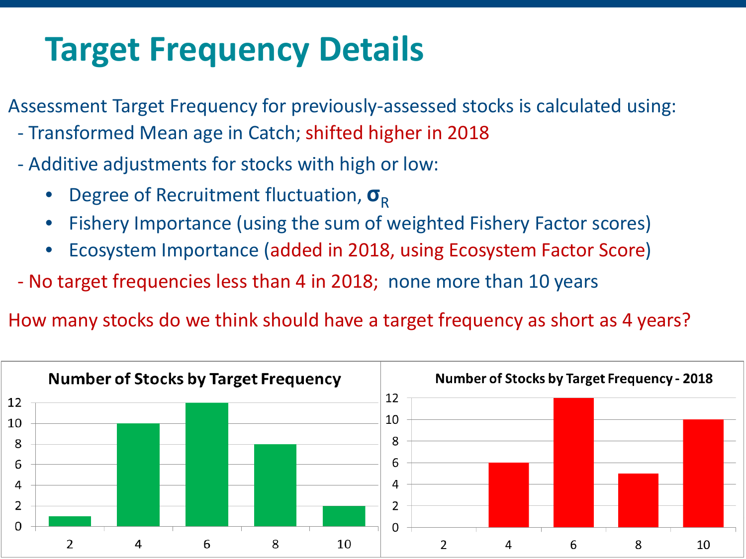# Target Frequency Details

Assessment Target Frequency for previously-assessed stocks is calculated using:

- Transformed Mean age in Catch; shifted higher in 2018
- Additive adjustments for stocks with high or low:
  - Degree of Recruitment fluctuation, $\boldsymbol{\sigma}_R$
  - Fishery Importance (using the sum of weighted Fishery Factor scores)
  - Ecosystem Importance (added in 2018, using Ecosystem Factor Score)
- No target frequencies less than 4 in 2018; none more than 10 years

How many stocks do we think should have a target frequency as short as 4 years?

**Number of Stocks by Target Frequency**

| Target Frequency | Number of Stocks |
|---|---|
| 2 | 1 |
| 4 | 10 |
| 6 | 12 |
| 8 | 8 |
| 10 | 2 |

**Number of Stocks by Target Frequency - 2018**

| Target Frequency | Number of Stocks |
|---|---|
| 2 | 0 |
| 4 | 6 |
| 6 | 12 |
| 8 | 5 |
| 10 | 10 |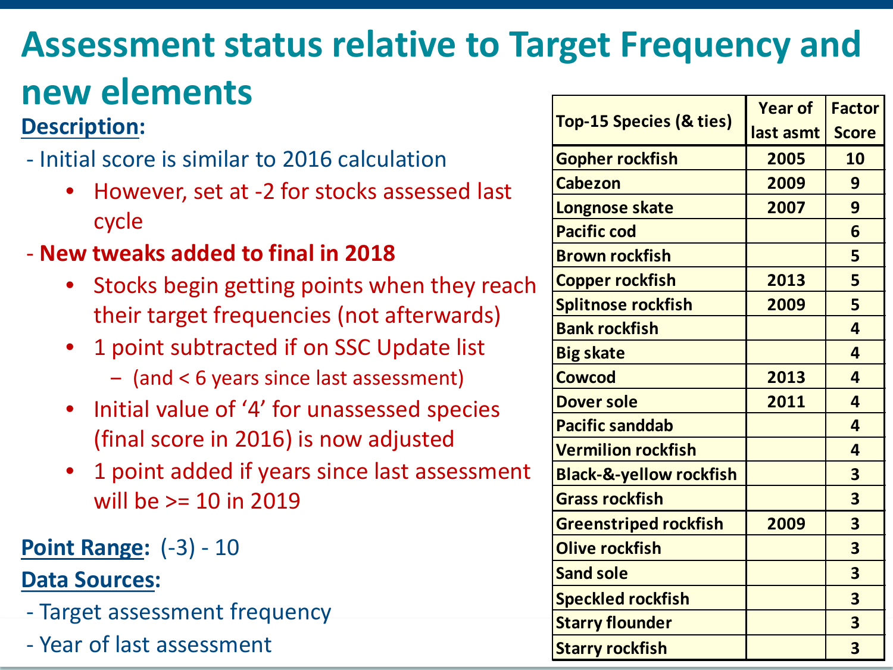# Assessment status relative to Target Frequency and new elements

**Description:**

- Initial score is similar to 2016 calculation
  - However, set at -2 for stocks assessed last cycle
- **New tweaks added to final in 2018**
  - Stocks begin getting points when they reach their target frequencies (not afterwards)
  - 1 point subtracted if on SSC Update list
    - (and < 6 years since last assessment)
  - Initial value of '4' for unassessed species (final score in 2016) is now adjusted
  - 1 point added if years since last assessment will be >= 10 in 2019

**Point Range:** (-3) - 10

**Data Sources:**

- Target assessment frequency
- Year of last assessment

| Top-15 Species (& ties) | Year of last asmt | Factor Score |
|---|---|---|
| Gopher rockfish | 2005 | 10 |
| Cabezon | 2009 | 9 |
| Longnose skate | 2007 | 9 |
| Pacific cod | | 6 |
| Brown rockfish | | 5 |
| Copper rockfish | 2013 | 5 |
| Splitnose rockfish | 2009 | 5 |
| Bank rockfish | | 4 |
| Big skate | | 4 |
| Cowcod | 2013 | 4 |
| Dover sole | 2011 | 4 |
| Pacific sanddab | | 4 |
| Vermilion rockfish | | 4 |
| Black-&-yellow rockfish | | 3 |
| Grass rockfish | | 3 |
| Greenstriped rockfish | 2009 | 3 |
| Olive rockfish | | 3 |
| Sand sole | | 3 |
| Speckled rockfish | | 3 |
| Starry flounder | | 3 |
| Starry rockfish | | 3 |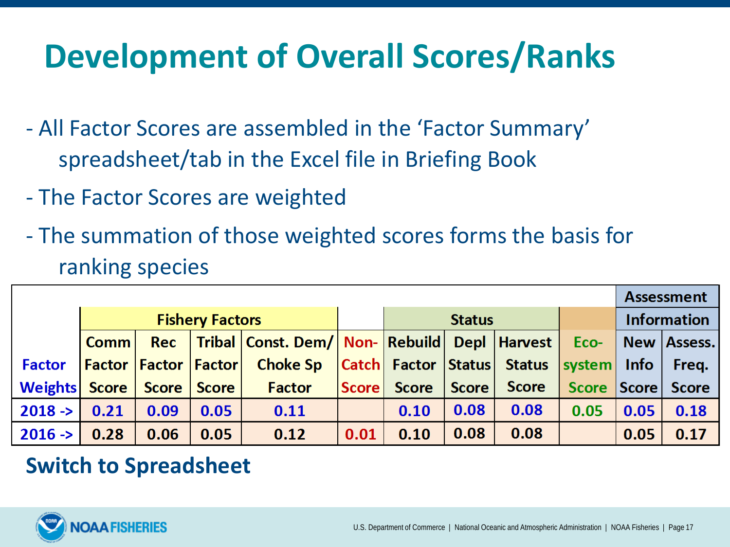# Development of Overall Scores/Ranks

- All Factor Scores are assembled in the 'Factor Summary' spreadsheet/tab in the Excel file in Briefing Book
- The Factor Scores are weighted
- The summation of those weighted scores forms the basis for ranking species

| | Fishery Factors | | | | | Status | | | | Assessment Information | |
|---|---|---|---|---|---|---|---|---|---|---|---|
| **Factor Weights** | Comm Factor Score | Rec Factor Score | Tribal Factor Score | Const. Dem/ Choke Sp Factor | Non-Catch Score | Rebuild Factor Score | Depl Status Score | Harvest Status Score | Eco-system Score | New Info Score | Assess. Freq. Score |
| **2018 ->** | 0.21 | 0.09 | 0.05 | 0.11 | | 0.10 | 0.08 | 0.08 | 0.05 | 0.05 | 0.18 |
| **2016 ->** | 0.28 | 0.06 | 0.05 | 0.12 | 0.01 | 0.10 | 0.08 | 0.08 | | 0.05 | 0.17 |

**Switch to Spreadsheet**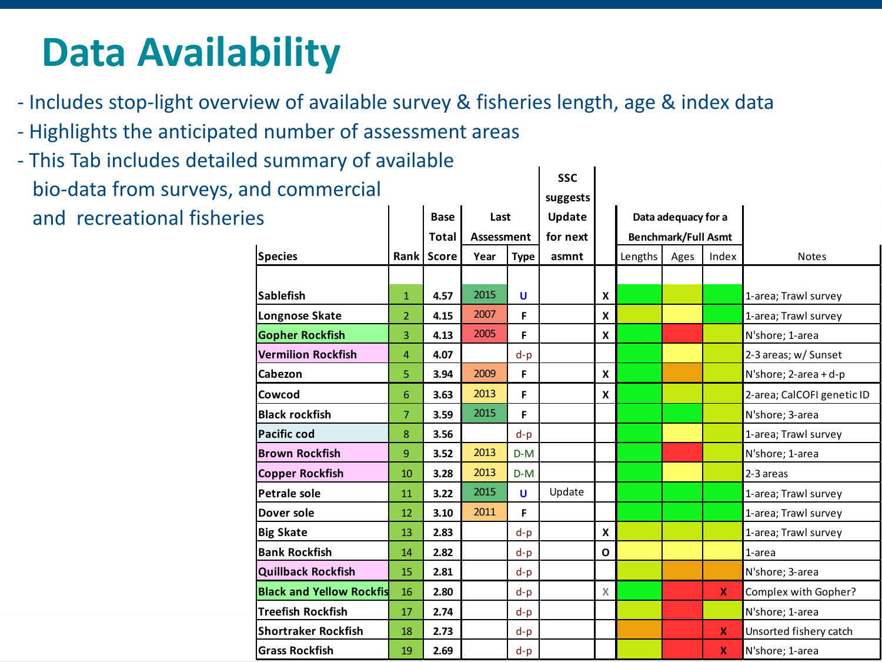# Data Availability

- Includes stop-light overview of available survey & fisheries length, age & index data
- Highlights the anticipated number of assessment areas
- This Tab includes detailed summary of available bio-data from surveys, and commercial and recreational fisheries

| Species | Rank | Base Total Score | Last Assessment Year | Last Assessment Type | SSC suggests Update for next asmnt | | Data adequacy for a Benchmark/Full Asmt: Lengths | Ages | Index | Notes |
|---|---|---|---|---|---|---|---|---|---|---|
| Sablefish | 1 | 4.57 | 2015 | U | | X | | | | 1-area; Trawl survey |
| Longnose Skate | 2 | 4.15 | 2007 | F | | X | | | | 1-area; Trawl survey |
| Gopher Rockfish | 3 | 4.13 | 2005 | F | | X | | | | N'shore; 1-area |
| Vermilion Rockfish | 4 | 4.07 | | d-p | | | | | | 2-3 areas; w/ Sunset |
| Cabezon | 5 | 3.94 | 2009 | F | | X | | | | N'shore; 2-area + d-p |
| Cowcod | 6 | 3.63 | 2013 | F | | X | | | | 2-area; CalCOFI genetic ID |
| Black rockfish | 7 | 3.59 | 2015 | F | | | | | | N'shore; 3-area |
| Pacific cod | 8 | 3.56 | | d-p | | | | | | 1-area; Trawl survey |
| Brown Rockfish | 9 | 3.52 | 2013 | D-M | | | | | | N'shore; 1-area |
| Copper Rockfish | 10 | 3.28 | 2013 | D-M | | | | | | 2-3 areas |
| Petrale sole | 11 | 3.22 | 2015 | U | Update | | | | | 1-area; Trawl survey |
| Dover sole | 12 | 3.10 | 2011 | F | | | | | | 1-area; Trawl survey |
| Big Skate | 13 | 2.83 | | d-p | | X | | | | 1-area; Trawl survey |
| Bank Rockfish | 14 | 2.82 | | d-p | | O | | | | 1-area |
| Quillback Rockfish | 15 | 2.81 | | d-p | | | | | | N'shore; 3-area |
| Black and Yellow Rockfis | 16 | 2.80 | | d-p | | X | | | X | Complex with Gopher? |
| Treefish Rockfish | 17 | 2.74 | | d-p | | | | | | N'shore; 1-area |
| Shortraker Rockfish | 18 | 2.73 | | d-p | | | | | X | Unsorted fishery catch |
| Grass Rockfish | 19 | 2.69 | | d-p | | | | | X | N'shore; 1-area |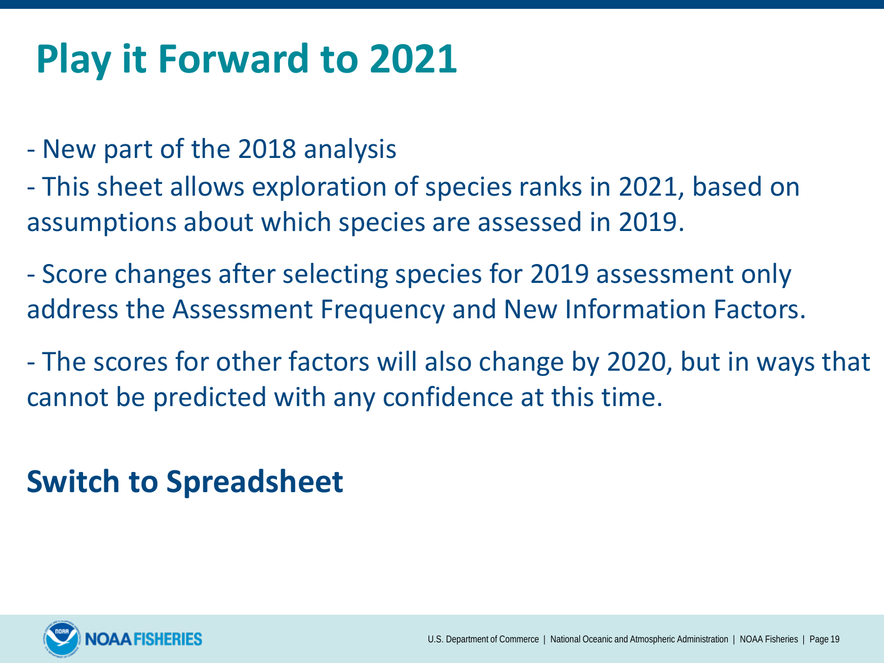# Play it Forward to 2021

- New part of the 2018 analysis
- This sheet allows exploration of species ranks in 2021, based on assumptions about which species are assessed in 2019.
- Score changes after selecting species for 2019 assessment only address the Assessment Frequency and New Information Factors.
- The scores for other factors will also change by 2020, but in ways that cannot be predicted with any confidence at this time.

**Switch to Spreadsheet**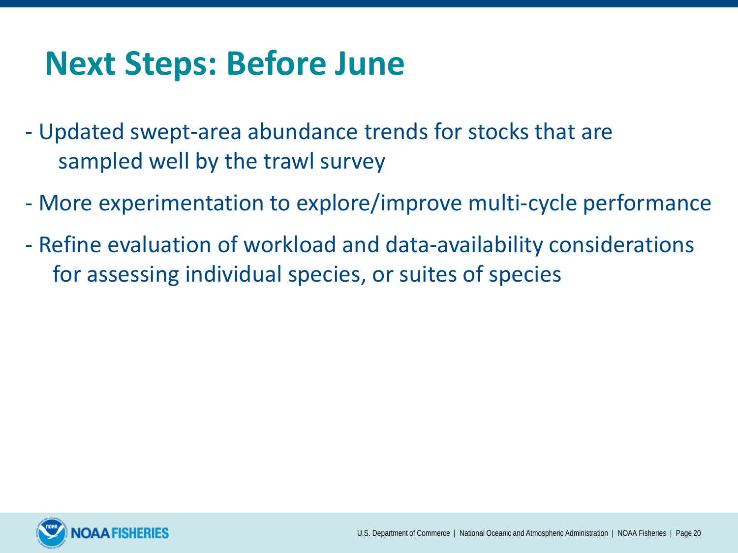# Next Steps: Before June

- Updated swept-area abundance trends for stocks that are sampled well by the trawl survey
- More experimentation to explore/improve multi-cycle performance
- Refine evaluation of workload and data-availability considerations for assessing individual species, or suites of species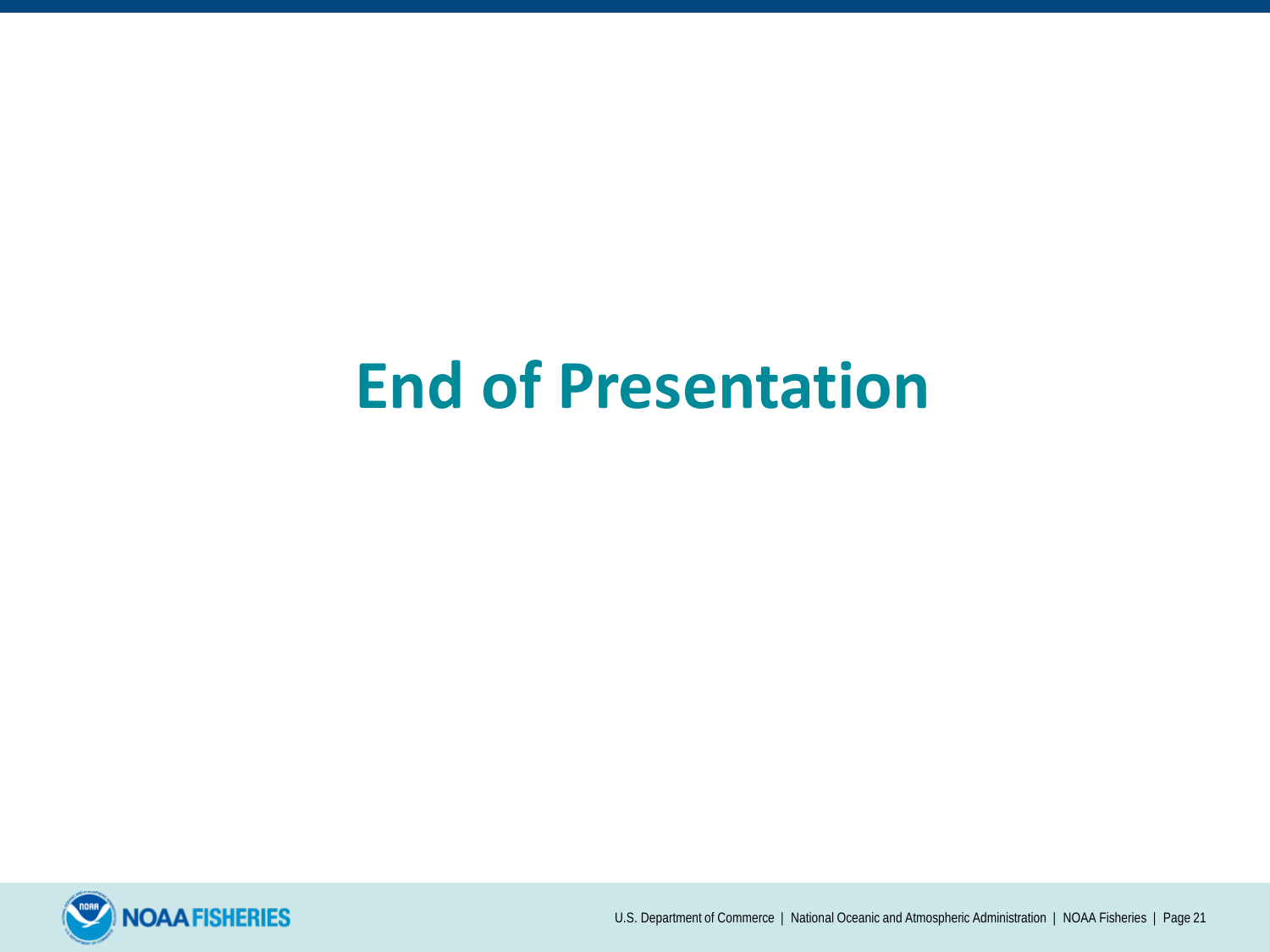# End of Presentation